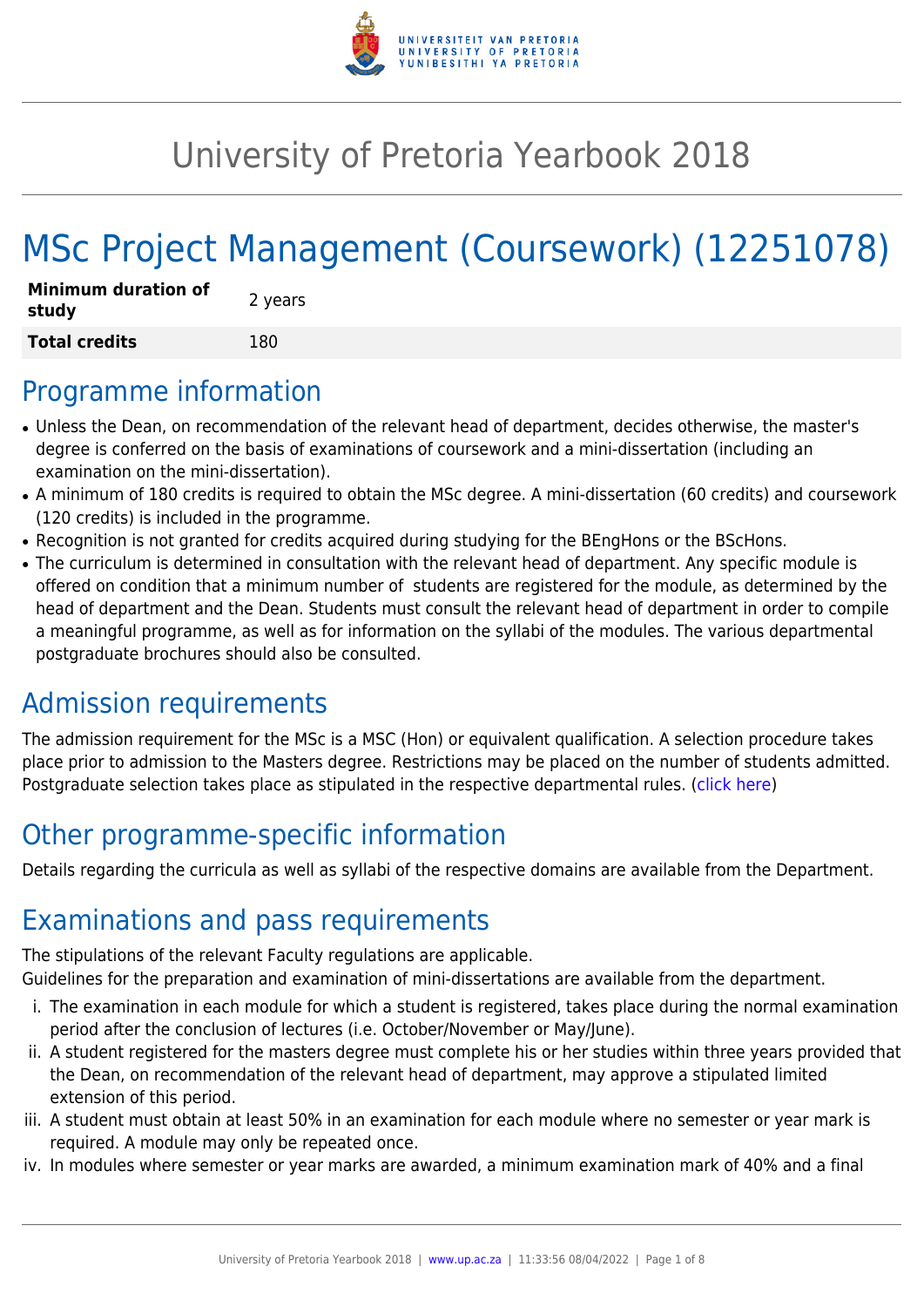# University of Pretoria Yearbook 2018

# MSc Project Management (Coursework) (12251078)

| **Minimum duration of study** | 2 years |
|---|---|
| **Total credits** | 180 |

## Programme information

- Unless the Dean, on recommendation of the relevant head of department, decides otherwise, the master's degree is conferred on the basis of examinations of coursework and a mini-dissertation (including an examination on the mini-dissertation).
- A minimum of 180 credits is required to obtain the MSc degree. A mini-dissertation (60 credits) and coursework (120 credits) is included in the programme.
- Recognition is not granted for credits acquired during studying for the BEngHons or the BScHons.
- The curriculum is determined in consultation with the relevant head of department. Any specific module is offered on condition that a minimum number of students are registered for the module, as determined by the head of department and the Dean. Students must consult the relevant head of department in order to compile a meaningful programme, as well as for information on the syllabi of the modules. The various departmental postgraduate brochures should also be consulted.

## Admission requirements

The admission requirement for the MSc is a MSC (Hon) or equivalent qualification. A selection procedure takes place prior to admission to the Masters degree. Restrictions may be placed on the number of students admitted. Postgraduate selection takes place as stipulated in the respective departmental rules. (click here)

## Other programme-specific information

Details regarding the curricula as well as syllabi of the respective domains are available from the Department.

## Examinations and pass requirements

The stipulations of the relevant Faculty regulations are applicable.
Guidelines for the preparation and examination of mini-dissertations are available from the department.

i. The examination in each module for which a student is registered, takes place during the normal examination period after the conclusion of lectures (i.e. October/November or May/June).
ii. A student registered for the masters degree must complete his or her studies within three years provided that the Dean, on recommendation of the relevant head of department, may approve a stipulated limited extension of this period.
iii. A student must obtain at least 50% in an examination for each module where no semester or year mark is required. A module may only be repeated once.
iv. In modules where semester or year marks are awarded, a minimum examination mark of 40% and a final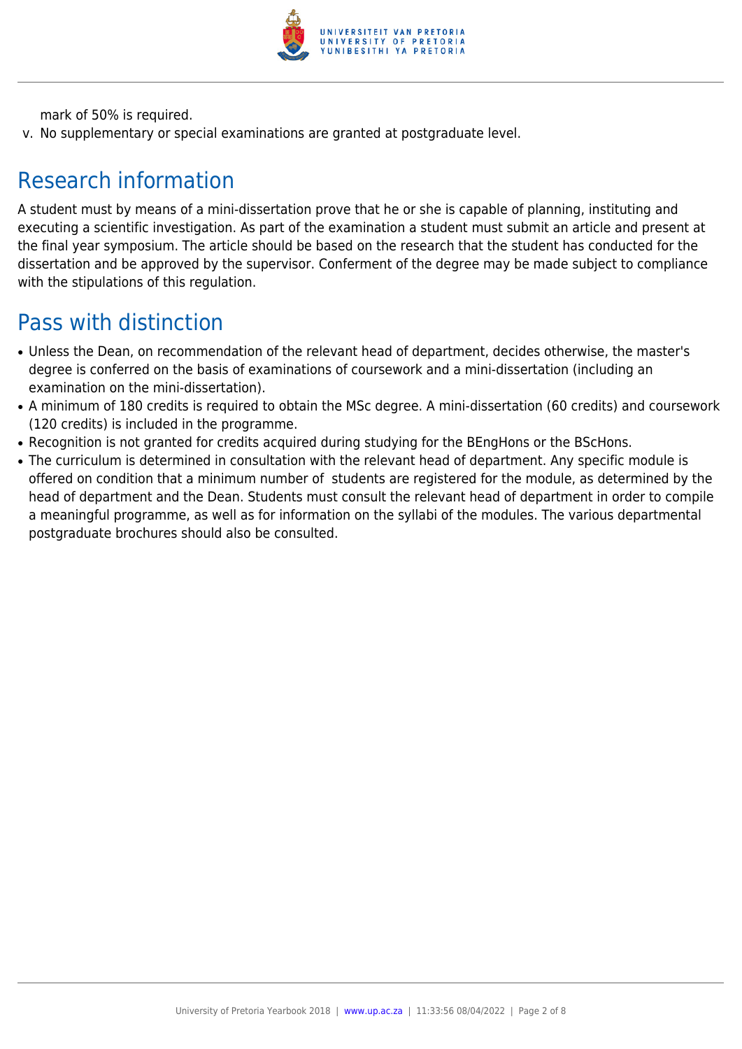mark of 50% is required.

v. No supplementary or special examinations are granted at postgraduate level.

## Research information

A student must by means of a mini-dissertation prove that he or she is capable of planning, instituting and executing a scientific investigation. As part of the examination a student must submit an article and present at the final year symposium. The article should be based on the research that the student has conducted for the dissertation and be approved by the supervisor. Conferment of the degree may be made subject to compliance with the stipulations of this regulation.

## Pass with distinction

- Unless the Dean, on recommendation of the relevant head of department, decides otherwise, the master's degree is conferred on the basis of examinations of coursework and a mini-dissertation (including an examination on the mini-dissertation).
- A minimum of 180 credits is required to obtain the MSc degree. A mini-dissertation (60 credits) and coursework (120 credits) is included in the programme.
- Recognition is not granted for credits acquired during studying for the BEngHons or the BScHons.
- The curriculum is determined in consultation with the relevant head of department. Any specific module is offered on condition that a minimum number of students are registered for the module, as determined by the head of department and the Dean. Students must consult the relevant head of department in order to compile a meaningful programme, as well as for information on the syllabi of the modules. The various departmental postgraduate brochures should also be consulted.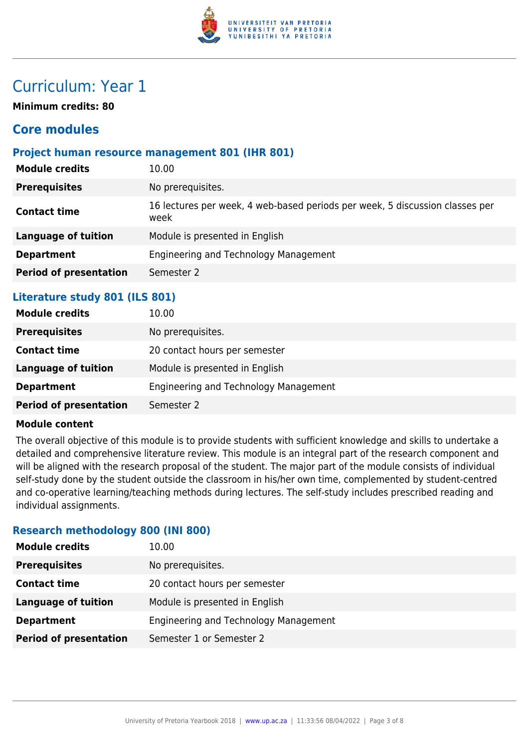# Curriculum: Year 1

**Minimum credits: 80**

## Core modules

### Project human resource management 801 (IHR 801)

| | |
|---|---|
| **Module credits** | 10.00 |
| **Prerequisites** | No prerequisites. |
| **Contact time** | 16 lectures per week, 4 web-based periods per week, 5 discussion classes per week |
| **Language of tuition** | Module is presented in English |
| **Department** | Engineering and Technology Management |
| **Period of presentation** | Semester 2 |

### Literature study 801 (ILS 801)

| | |
|---|---|
| **Module credits** | 10.00 |
| **Prerequisites** | No prerequisites. |
| **Contact time** | 20 contact hours per semester |
| **Language of tuition** | Module is presented in English |
| **Department** | Engineering and Technology Management |
| **Period of presentation** | Semester 2 |

**Module content**

The overall objective of this module is to provide students with sufficient knowledge and skills to undertake a detailed and comprehensive literature review. This module is an integral part of the research component and will be aligned with the research proposal of the student. The major part of the module consists of individual self-study done by the student outside the classroom in his/her own time, complemented by student-centred and co-operative learning/teaching methods during lectures. The self-study includes prescribed reading and individual assignments.

### Research methodology 800 (INI 800)

| | |
|---|---|
| **Module credits** | 10.00 |
| **Prerequisites** | No prerequisites. |
| **Contact time** | 20 contact hours per semester |
| **Language of tuition** | Module is presented in English |
| **Department** | Engineering and Technology Management |
| **Period of presentation** | Semester 1 or Semester 2 |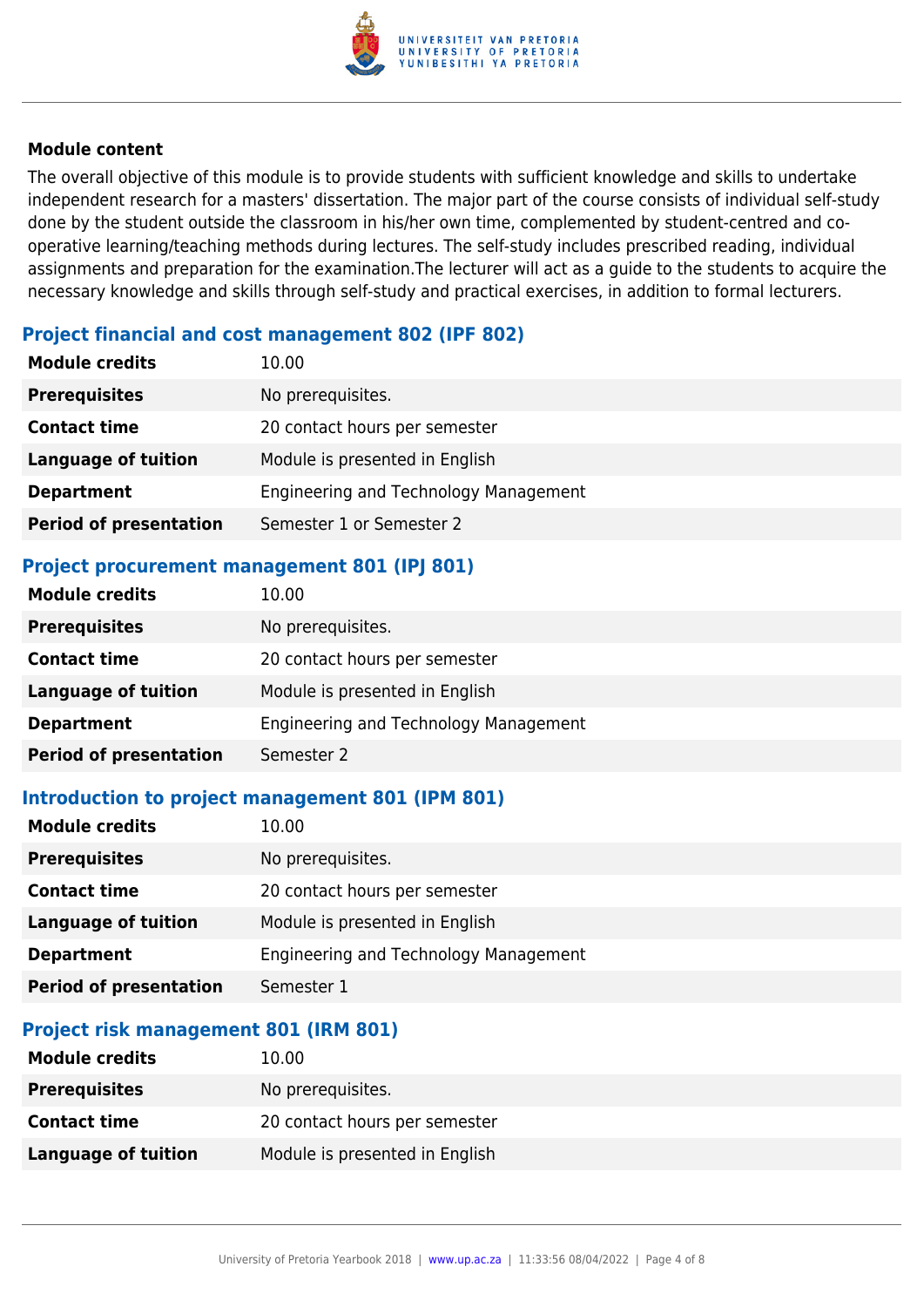**Module content**

The overall objective of this module is to provide students with sufficient knowledge and skills to undertake independent research for a masters' dissertation. The major part of the course consists of individual self-study done by the student outside the classroom in his/her own time, complemented by student-centred and co-operative learning/teaching methods during lectures. The self-study includes prescribed reading, individual assignments and preparation for the examination.The lecturer will act as a guide to the students to acquire the necessary knowledge and skills through self-study and practical exercises, in addition to formal lecturers.

### Project financial and cost management 802 (IPF 802)

| | |
|---|---|
| **Module credits** | 10.00 |
| **Prerequisites** | No prerequisites. |
| **Contact time** | 20 contact hours per semester |
| **Language of tuition** | Module is presented in English |
| **Department** | Engineering and Technology Management |
| **Period of presentation** | Semester 1 or Semester 2 |

### Project procurement management 801 (IPJ 801)

| | |
|---|---|
| **Module credits** | 10.00 |
| **Prerequisites** | No prerequisites. |
| **Contact time** | 20 contact hours per semester |
| **Language of tuition** | Module is presented in English |
| **Department** | Engineering and Technology Management |
| **Period of presentation** | Semester 2 |

### Introduction to project management 801 (IPM 801)

| | |
|---|---|
| **Module credits** | 10.00 |
| **Prerequisites** | No prerequisites. |
| **Contact time** | 20 contact hours per semester |
| **Language of tuition** | Module is presented in English |
| **Department** | Engineering and Technology Management |
| **Period of presentation** | Semester 1 |

### Project risk management 801 (IRM 801)

| | |
|---|---|
| **Module credits** | 10.00 |
| **Prerequisites** | No prerequisites. |
| **Contact time** | 20 contact hours per semester |
| **Language of tuition** | Module is presented in English |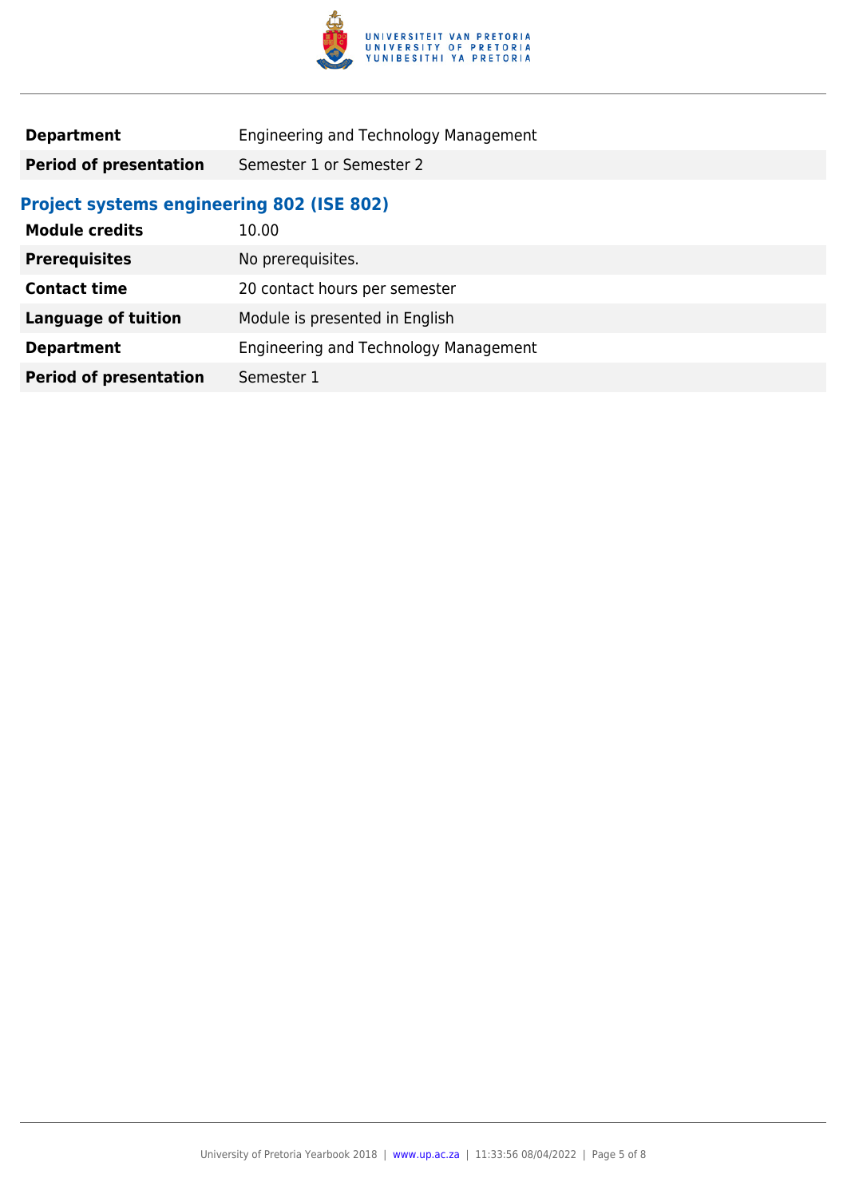| | |
|---|---|
| **Department** | Engineering and Technology Management |
| **Period of presentation** | Semester 1 or Semester 2 |

### Project systems engineering 802 (ISE 802)

| | |
|---|---|
| **Module credits** | 10.00 |
| **Prerequisites** | No prerequisites. |
| **Contact time** | 20 contact hours per semester |
| **Language of tuition** | Module is presented in English |
| **Department** | Engineering and Technology Management |
| **Period of presentation** | Semester 1 |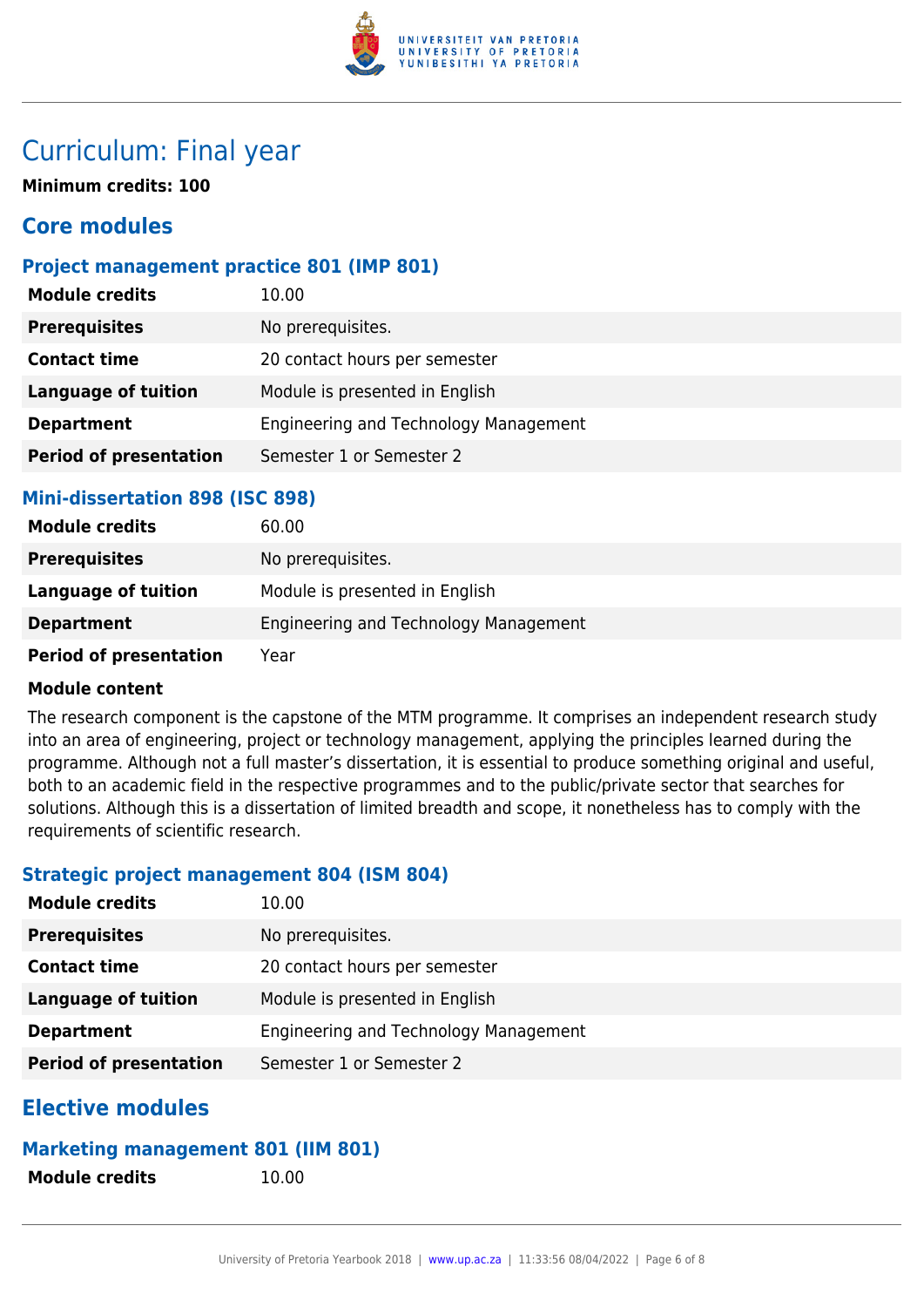# Curriculum: Final year

**Minimum credits: 100**

## Core modules

### Project management practice 801 (IMP 801)

| | |
|---|---|
| **Module credits** | 10.00 |
| **Prerequisites** | No prerequisites. |
| **Contact time** | 20 contact hours per semester |
| **Language of tuition** | Module is presented in English |
| **Department** | Engineering and Technology Management |
| **Period of presentation** | Semester 1 or Semester 2 |

### Mini-dissertation 898 (ISC 898)

| | |
|---|---|
| **Module credits** | 60.00 |
| **Prerequisites** | No prerequisites. |
| **Language of tuition** | Module is presented in English |
| **Department** | Engineering and Technology Management |
| **Period of presentation** | Year |

**Module content**

The research component is the capstone of the MTM programme. It comprises an independent research study into an area of engineering, project or technology management, applying the principles learned during the programme. Although not a full master's dissertation, it is essential to produce something original and useful, both to an academic field in the respective programmes and to the public/private sector that searches for solutions. Although this is a dissertation of limited breadth and scope, it nonetheless has to comply with the requirements of scientific research.

### Strategic project management 804 (ISM 804)

| | |
|---|---|
| **Module credits** | 10.00 |
| **Prerequisites** | No prerequisites. |
| **Contact time** | 20 contact hours per semester |
| **Language of tuition** | Module is presented in English |
| **Department** | Engineering and Technology Management |
| **Period of presentation** | Semester 1 or Semester 2 |

## Elective modules

### Marketing management 801 (IIM 801)

| | |
|---|---|
| **Module credits** | 10.00 |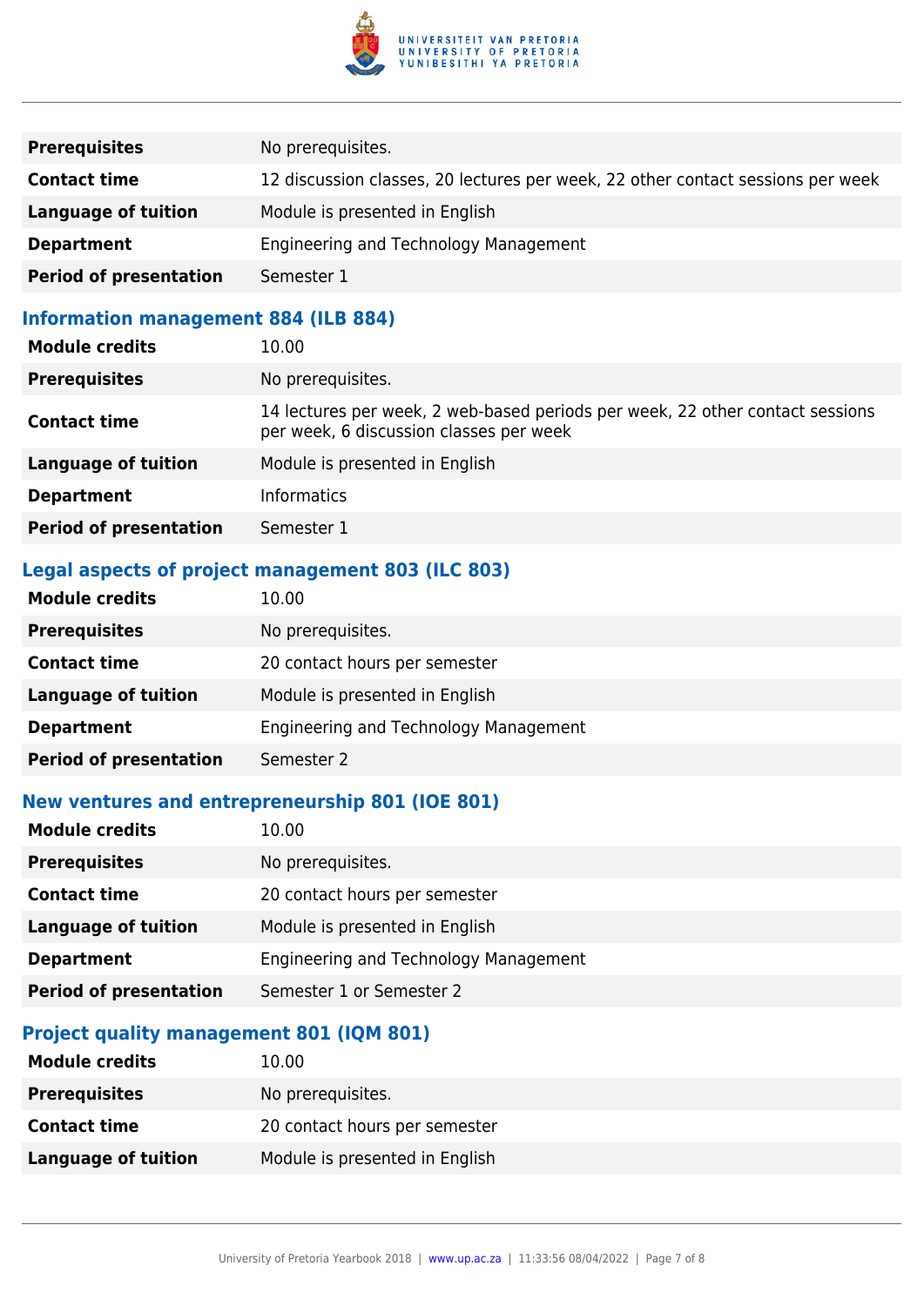| | |
|---|---|
| **Prerequisites** | No prerequisites. |
| **Contact time** | 12 discussion classes, 20 lectures per week, 22 other contact sessions per week |
| **Language of tuition** | Module is presented in English |
| **Department** | Engineering and Technology Management |
| **Period of presentation** | Semester 1 |

### Information management 884 (ILB 884)

| | |
|---|---|
| **Module credits** | 10.00 |
| **Prerequisites** | No prerequisites. |
| **Contact time** | 14 lectures per week, 2 web-based periods per week, 22 other contact sessions per week, 6 discussion classes per week |
| **Language of tuition** | Module is presented in English |
| **Department** | Informatics |
| **Period of presentation** | Semester 1 |

### Legal aspects of project management 803 (ILC 803)

| | |
|---|---|
| **Module credits** | 10.00 |
| **Prerequisites** | No prerequisites. |
| **Contact time** | 20 contact hours per semester |
| **Language of tuition** | Module is presented in English |
| **Department** | Engineering and Technology Management |
| **Period of presentation** | Semester 2 |

### New ventures and entrepreneurship 801 (IOE 801)

| | |
|---|---|
| **Module credits** | 10.00 |
| **Prerequisites** | No prerequisites. |
| **Contact time** | 20 contact hours per semester |
| **Language of tuition** | Module is presented in English |
| **Department** | Engineering and Technology Management |
| **Period of presentation** | Semester 1 or Semester 2 |

### Project quality management 801 (IQM 801)

| | |
|---|---|
| **Module credits** | 10.00 |
| **Prerequisites** | No prerequisites. |
| **Contact time** | 20 contact hours per semester |
| **Language of tuition** | Module is presented in English |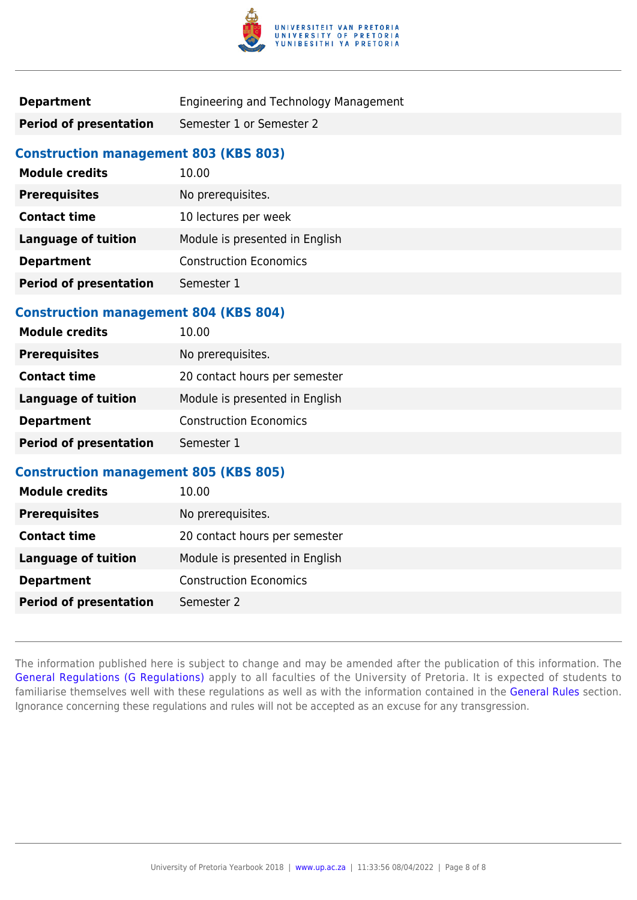| | |
|---|---|
| **Department** | Engineering and Technology Management |
| **Period of presentation** | Semester 1 or Semester 2 |

### Construction management 803 (KBS 803)

| | |
|---|---|
| **Module credits** | 10.00 |
| **Prerequisites** | No prerequisites. |
| **Contact time** | 10 lectures per week |
| **Language of tuition** | Module is presented in English |
| **Department** | Construction Economics |
| **Period of presentation** | Semester 1 |

### Construction management 804 (KBS 804)

| | |
|---|---|
| **Module credits** | 10.00 |
| **Prerequisites** | No prerequisites. |
| **Contact time** | 20 contact hours per semester |
| **Language of tuition** | Module is presented in English |
| **Department** | Construction Economics |
| **Period of presentation** | Semester 1 |

### Construction management 805 (KBS 805)

| | |
|---|---|
| **Module credits** | 10.00 |
| **Prerequisites** | No prerequisites. |
| **Contact time** | 20 contact hours per semester |
| **Language of tuition** | Module is presented in English |
| **Department** | Construction Economics |
| **Period of presentation** | Semester 2 |

The information published here is subject to change and may be amended after the publication of this information. The General Regulations (G Regulations) apply to all faculties of the University of Pretoria. It is expected of students to familiarise themselves well with these regulations as well as with the information contained in the General Rules section. Ignorance concerning these regulations and rules will not be accepted as an excuse for any transgression.